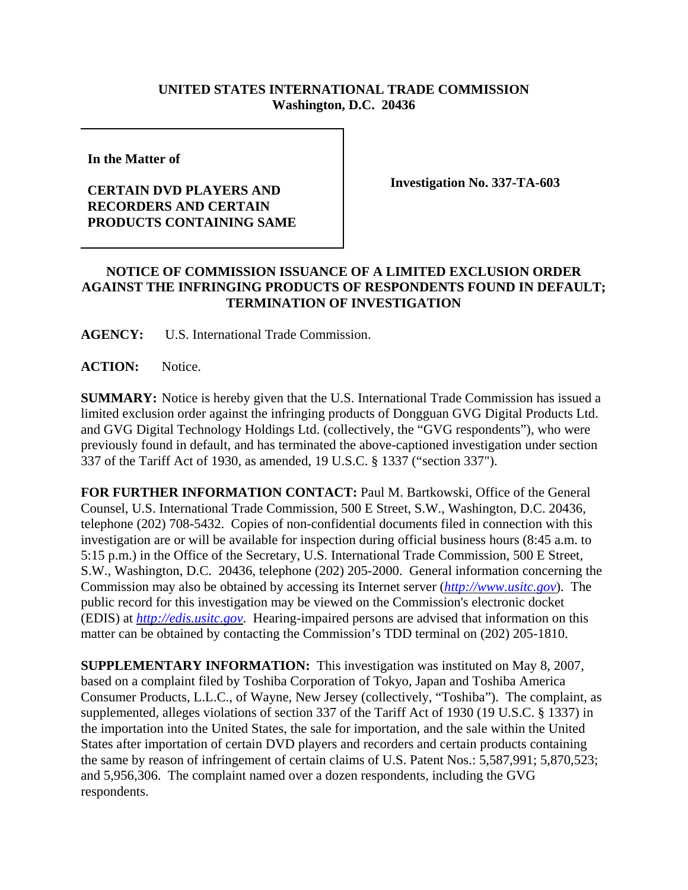**UNITED STATES INTERNATIONAL TRADE COMMISSION**
**Washington, D.C. 20436**

**In the Matter of**

**CERTAIN DVD PLAYERS AND RECORDERS AND CERTAIN PRODUCTS CONTAINING SAME**

**Investigation No. 337-TA-603**

**NOTICE OF COMMISSION ISSUANCE OF A LIMITED EXCLUSION ORDER AGAINST THE INFRINGING PRODUCTS OF RESPONDENTS FOUND IN DEFAULT; TERMINATION OF INVESTIGATION**

**AGENCY:** U.S. International Trade Commission.

**ACTION:** Notice.

**SUMMARY:** Notice is hereby given that the U.S. International Trade Commission has issued a limited exclusion order against the infringing products of Dongguan GVG Digital Products Ltd. and GVG Digital Technology Holdings Ltd. (collectively, the "GVG respondents"), who were previously found in default, and has terminated the above-captioned investigation under section 337 of the Tariff Act of 1930, as amended, 19 U.S.C. § 1337 ("section 337").

**FOR FURTHER INFORMATION CONTACT:** Paul M. Bartkowski, Office of the General Counsel, U.S. International Trade Commission, 500 E Street, S.W., Washington, D.C. 20436, telephone (202) 708-5432. Copies of non-confidential documents filed in connection with this investigation are or will be available for inspection during official business hours (8:45 a.m. to 5:15 p.m.) in the Office of the Secretary, U.S. International Trade Commission, 500 E Street, S.W., Washington, D.C. 20436, telephone (202) 205-2000. General information concerning the Commission may also be obtained by accessing its Internet server (*http://www.usitc.gov*). The public record for this investigation may be viewed on the Commission's electronic docket (EDIS) at *http://edis.usitc.gov*. Hearing-impaired persons are advised that information on this matter can be obtained by contacting the Commission's TDD terminal on (202) 205-1810.

**SUPPLEMENTARY INFORMATION:** This investigation was instituted on May 8, 2007, based on a complaint filed by Toshiba Corporation of Tokyo, Japan and Toshiba America Consumer Products, L.L.C., of Wayne, New Jersey (collectively, "Toshiba"). The complaint, as supplemented, alleges violations of section 337 of the Tariff Act of 1930 (19 U.S.C. § 1337) in the importation into the United States, the sale for importation, and the sale within the United States after importation of certain DVD players and recorders and certain products containing the same by reason of infringement of certain claims of U.S. Patent Nos.: 5,587,991; 5,870,523; and 5,956,306. The complaint named over a dozen respondents, including the GVG respondents.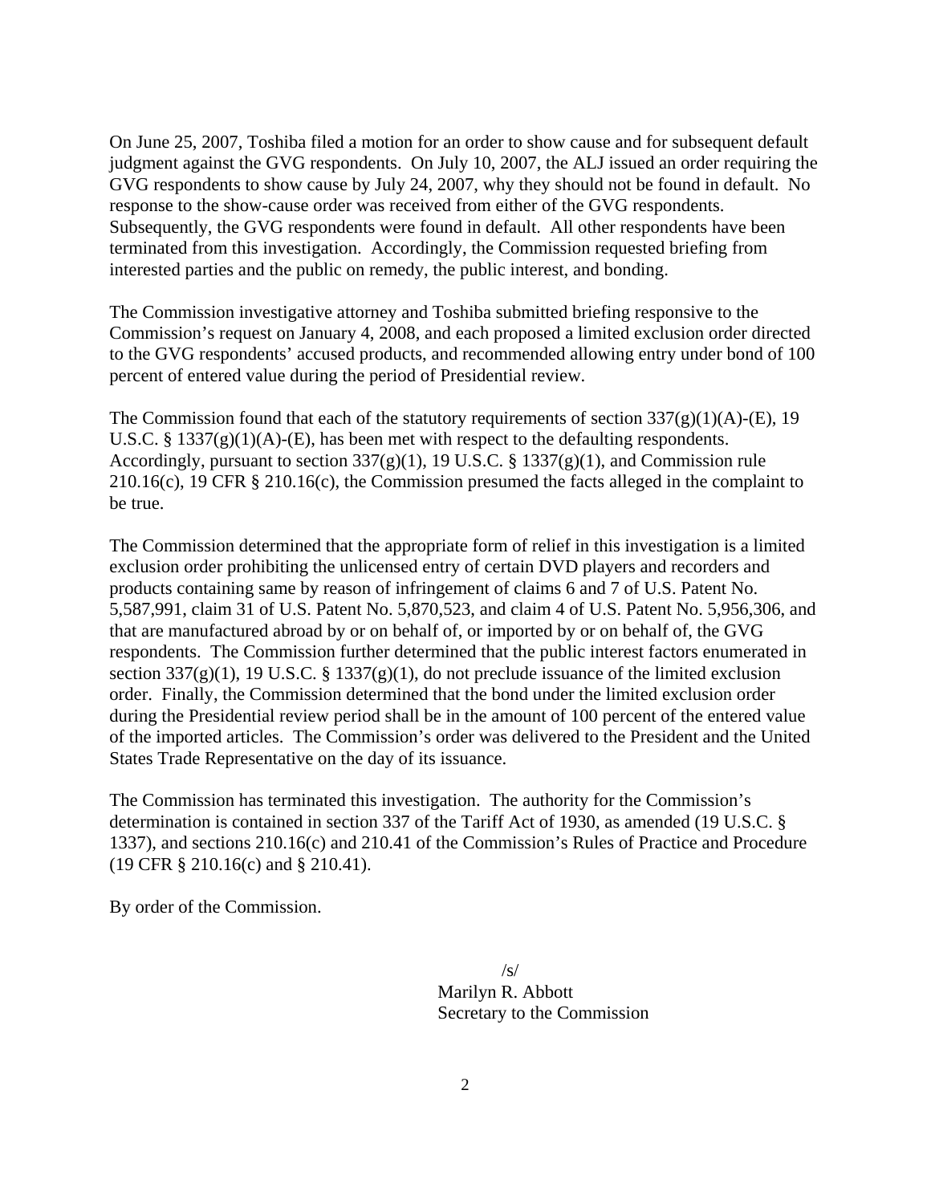On June 25, 2007, Toshiba filed a motion for an order to show cause and for subsequent default judgment against the GVG respondents. On July 10, 2007, the ALJ issued an order requiring the GVG respondents to show cause by July 24, 2007, why they should not be found in default. No response to the show-cause order was received from either of the GVG respondents. Subsequently, the GVG respondents were found in default. All other respondents have been terminated from this investigation. Accordingly, the Commission requested briefing from interested parties and the public on remedy, the public interest, and bonding.

The Commission investigative attorney and Toshiba submitted briefing responsive to the Commission's request on January 4, 2008, and each proposed a limited exclusion order directed to the GVG respondents' accused products, and recommended allowing entry under bond of 100 percent of entered value during the period of Presidential review.

The Commission found that each of the statutory requirements of section 337(g)(1)(A)-(E), 19 U.S.C. § 1337(g)(1)(A)-(E), has been met with respect to the defaulting respondents. Accordingly, pursuant to section 337(g)(1), 19 U.S.C. § 1337(g)(1), and Commission rule 210.16(c), 19 CFR § 210.16(c), the Commission presumed the facts alleged in the complaint to be true.

The Commission determined that the appropriate form of relief in this investigation is a limited exclusion order prohibiting the unlicensed entry of certain DVD players and recorders and products containing same by reason of infringement of claims 6 and 7 of U.S. Patent No. 5,587,991, claim 31 of U.S. Patent No. 5,870,523, and claim 4 of U.S. Patent No. 5,956,306, and that are manufactured abroad by or on behalf of, or imported by or on behalf of, the GVG respondents. The Commission further determined that the public interest factors enumerated in section 337(g)(1), 19 U.S.C. § 1337(g)(1), do not preclude issuance of the limited exclusion order. Finally, the Commission determined that the bond under the limited exclusion order during the Presidential review period shall be in the amount of 100 percent of the entered value of the imported articles. The Commission's order was delivered to the President and the United States Trade Representative on the day of its issuance.

The Commission has terminated this investigation. The authority for the Commission's determination is contained in section 337 of the Tariff Act of 1930, as amended (19 U.S.C. § 1337), and sections 210.16(c) and 210.41 of the Commission's Rules of Practice and Procedure (19 CFR § 210.16(c) and § 210.41).

By order of the Commission.

/s/  
Marilyn R. Abbott  
Secretary to the Commission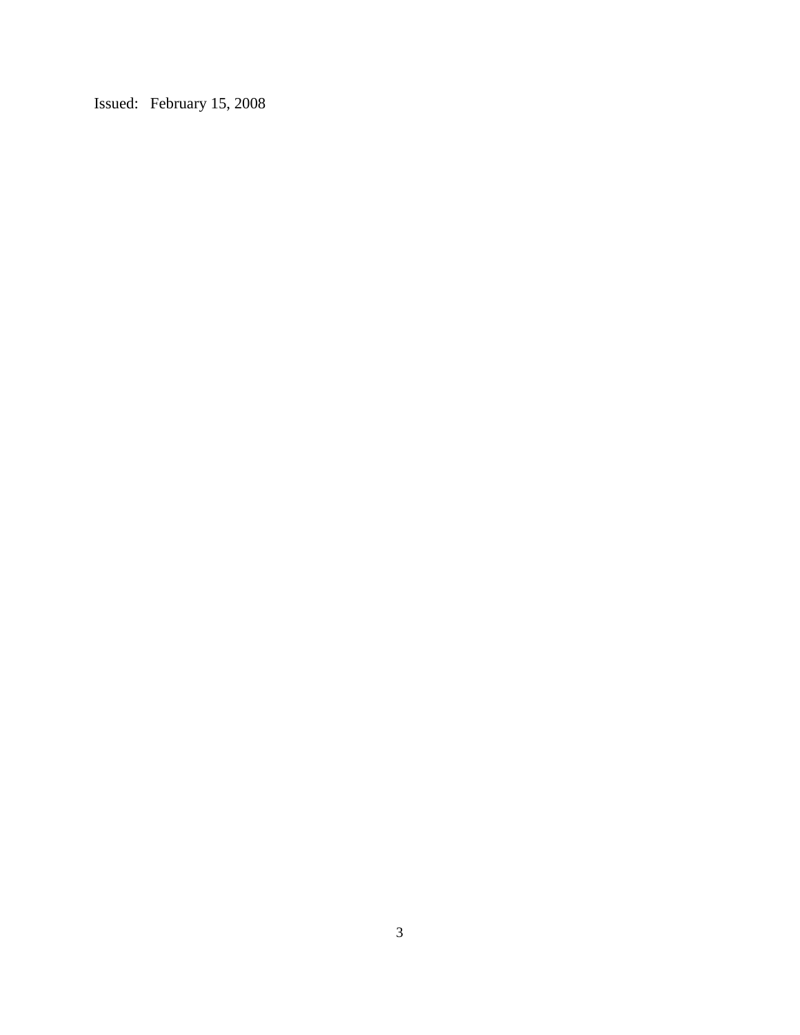Issued: February 15, 2008